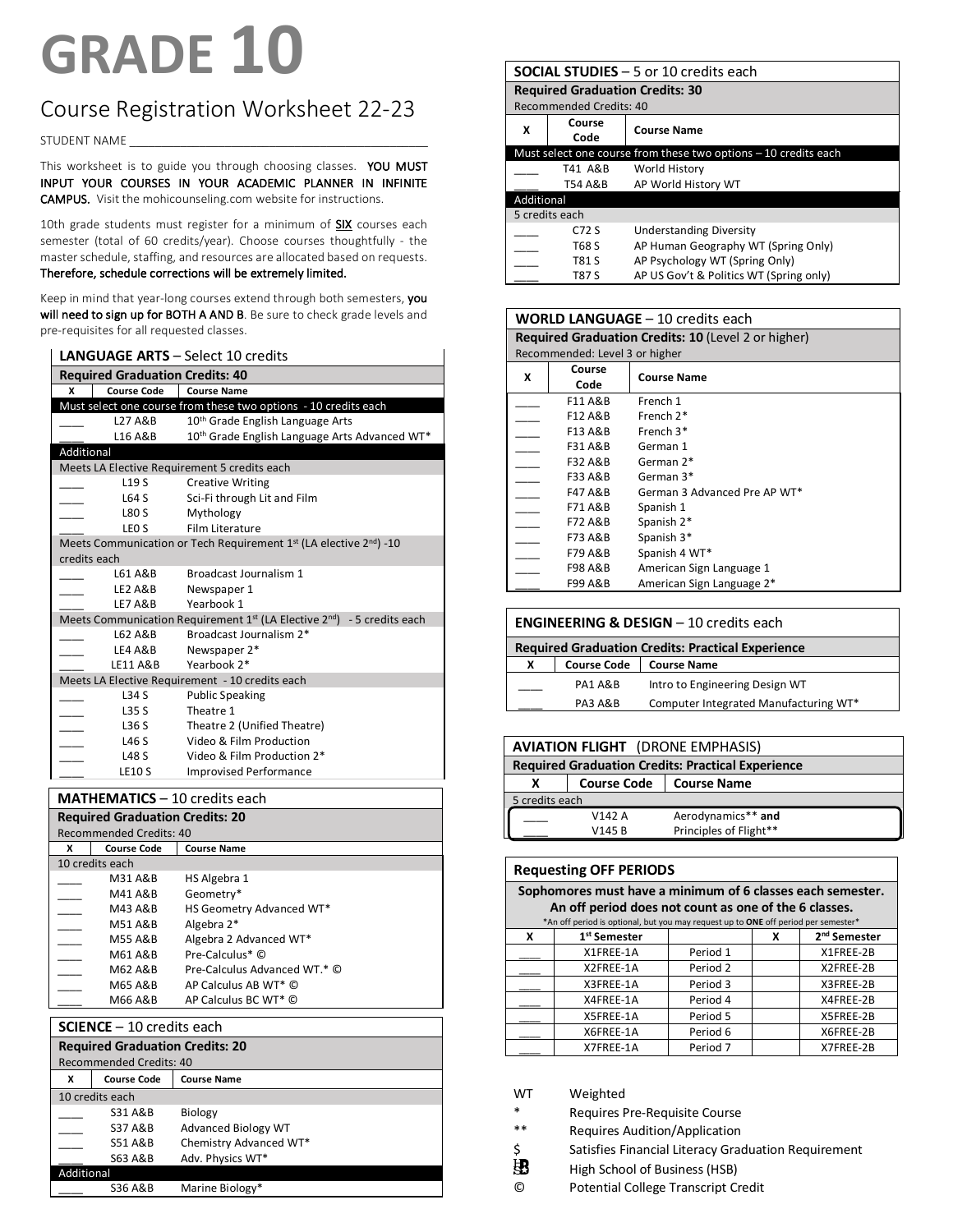# GRADE 10

## Course Registration Worksheet 22-23

STUDENT NAME ____________________________________________

This worksheet is to guide you through choosing classes. **YOU MUST INPUT YOUR COURSES IN YOUR ACADEMIC PLANNER IN INFINITE CAMPUS.** Visit the mohicounseling.com website for instructions.

10th grade students must register for a minimum of **SIX** courses each semester (total of 60 credits/year). Choose courses thoughtfully - the master schedule, staffing, and resources are allocated based on requests. **Therefore, schedule corrections will be extremely limited.**

Keep in mind that year-long courses extend through both semesters, **you will need to sign up for BOTH A AND B**. Be sure to check grade levels and pre-requisites for all requested classes.

### LANGUAGE ARTS – Select 10 credits

**Required Graduation Credits: 40**

| X | Course Code | Course Name |
|---|---|---|
| | **Must select one course from these two options - 10 credits each** | |
| ____ | L27 A&B | 10th Grade English Language Arts |
| ____ | L16 A&B | 10th Grade English Language Arts Advanced WT* |
| | **Additional** | |
| | Meets LA Elective Requirement 5 credits each | |
| ____ | L19 S | Creative Writing |
| ____ | L64 S | Sci-Fi through Lit and Film |
| ____ | L80 S | Mythology |
| ____ | LE0 S | Film Literature |
| | Meets Communication or Tech Requirement 1st (LA elective 2nd) -10 credits each | |
| ____ | L61 A&B | Broadcast Journalism 1 |
| ____ | LE2 A&B | Newspaper 1 |
| ____ | LE7 A&B | Yearbook 1 |
| | Meets Communication Requirement 1st (LA Elective 2nd) - 5 credits each | |
| ____ | L62 A&B | Broadcast Journalism 2* |
| ____ | LE4 A&B | Newspaper 2* |
| ____ | LE11 A&B | Yearbook 2* |
| | Meets LA Elective Requirement - 10 credits each | |
| ____ | L34 S | Public Speaking |
| ____ | L35 S | Theatre 1 |
| ____ | L36 S | Theatre 2 (Unified Theatre) |
| ____ | L46 S | Video & Film Production |
| ____ | L48 S | Video & Film Production 2* |
| ____ | LE10 S | Improvised Performance |

### MATHEMATICS – 10 credits each

**Required Graduation Credits: 20**
Recommended Credits: 40

| X | Course Code | Course Name |
|---|---|---|
| | 10 credits each | |
| ____ | M31 A&B | HS Algebra 1 |
| ____ | M41 A&B | Geometry* |
| ____ | M43 A&B | HS Geometry Advanced WT* |
| ____ | M51 A&B | Algebra 2* |
| ____ | M55 A&B | Algebra 2 Advanced WT* |
| ____ | M61 A&B | Pre-Calculus* © |
| ____ | M62 A&B | Pre-Calculus Advanced WT.* © |
| ____ | M65 A&B | AP Calculus AB WT* © |
| ____ | M66 A&B | AP Calculus BC WT* © |

### SCIENCE – 10 credits each

**Required Graduation Credits: 20**
Recommended Credits: 40

| X | Course Code | Course Name |
|---|---|---|
| | 10 credits each | |
| ____ | S31 A&B | Biology |
| ____ | S37 A&B | Advanced Biology WT |
| ____ | S51 A&B | Chemistry Advanced WT* |
| ____ | S63 A&B | Adv. Physics WT* |
| | **Additional** | |
| ____ | S36 A&B | Marine Biology* |

### SOCIAL STUDIES – 5 or 10 credits each

**Required Graduation Credits: 30**
Recommended Credits: 40

| X | Course Code | Course Name |
|---|---|---|
| | **Must select one course from these two options – 10 credits each** | |
| ____ | T41 A&B | World History |
| ____ | T54 A&B | AP World History WT |
| | **Additional** | |
| | 5 credits each | |
| ____ | C72 S | Understanding Diversity |
| ____ | T68 S | AP Human Geography WT (Spring Only) |
| ____ | T81 S | AP Psychology WT (Spring Only) |
| ____ | T87 S | AP US Gov't & Politics WT (Spring only) |

### WORLD LANGUAGE – 10 credits each

**Required Graduation Credits: 10** (Level 2 or higher)
Recommended: Level 3 or higher

| X | Course Code | Course Name |
|---|---|---|
| ____ | F11 A&B | French 1 |
| ____ | F12 A&B | French 2* |
| ____ | F13 A&B | French 3* |
| ____ | F31 A&B | German 1 |
| ____ | F32 A&B | German 2* |
| ____ | F33 A&B | German 3* |
| ____ | F47 A&B | German 3 Advanced Pre AP WT* |
| ____ | F71 A&B | Spanish 1 |
| ____ | F72 A&B | Spanish 2* |
| ____ | F73 A&B | Spanish 3* |
| ____ | F79 A&B | Spanish 4 WT* |
| ____ | F98 A&B | American Sign Language 1 |
| ____ | F99 A&B | American Sign Language 2* |

### ENGINEERING & DESIGN – 10 credits each

**Required Graduation Credits: Practical Experience**

| X | Course Code | Course Name |
|---|---|---|
| ____ | PA1 A&B | Intro to Engineering Design WT |
| ____ | PA3 A&B | Computer Integrated Manufacturing WT* |

### AVIATION FLIGHT (DRONE EMPHASIS)

**Required Graduation Credits: Practical Experience**

| X | Course Code | Course Name |
|---|---|---|
| | 5 credits each | |
| ____ | V142 A | Aerodynamics** **and** |
| ____ | V145 B | Principles of Flight** |

### Requesting OFF PERIODS

**Sophomores must have a minimum of 6 classes each semester. An off period does not count as one of the 6 classes.**
*An off period is optional, but you may request up to **ONE** off period per semester*

| X | 1st Semester | | X | 2nd Semester |
|---|---|---|---|---|
| ____ | X1FREE-1A | Period 1 | | X1FREE-2B |
| ____ | X2FREE-1A | Period 2 | | X2FREE-2B |
| ____ | X3FREE-1A | Period 3 | | X3FREE-2B |
| ____ | X4FREE-1A | Period 4 | | X4FREE-2B |
| ____ | X5FREE-1A | Period 5 | | X5FREE-2B |
| ____ | X6FREE-1A | Period 6 | | X6FREE-2B |
| ____ | X7FREE-1A | Period 7 | | X7FREE-2B |

| | |
|---|---|
| WT | Weighted |
| * | Requires Pre-Requisite Course |
| ** | Requires Audition/Application |
| $ | Satisfies Financial Literacy Graduation Requirement |
| HSB | High School of Business (HSB) |
| © | Potential College Transcript Credit |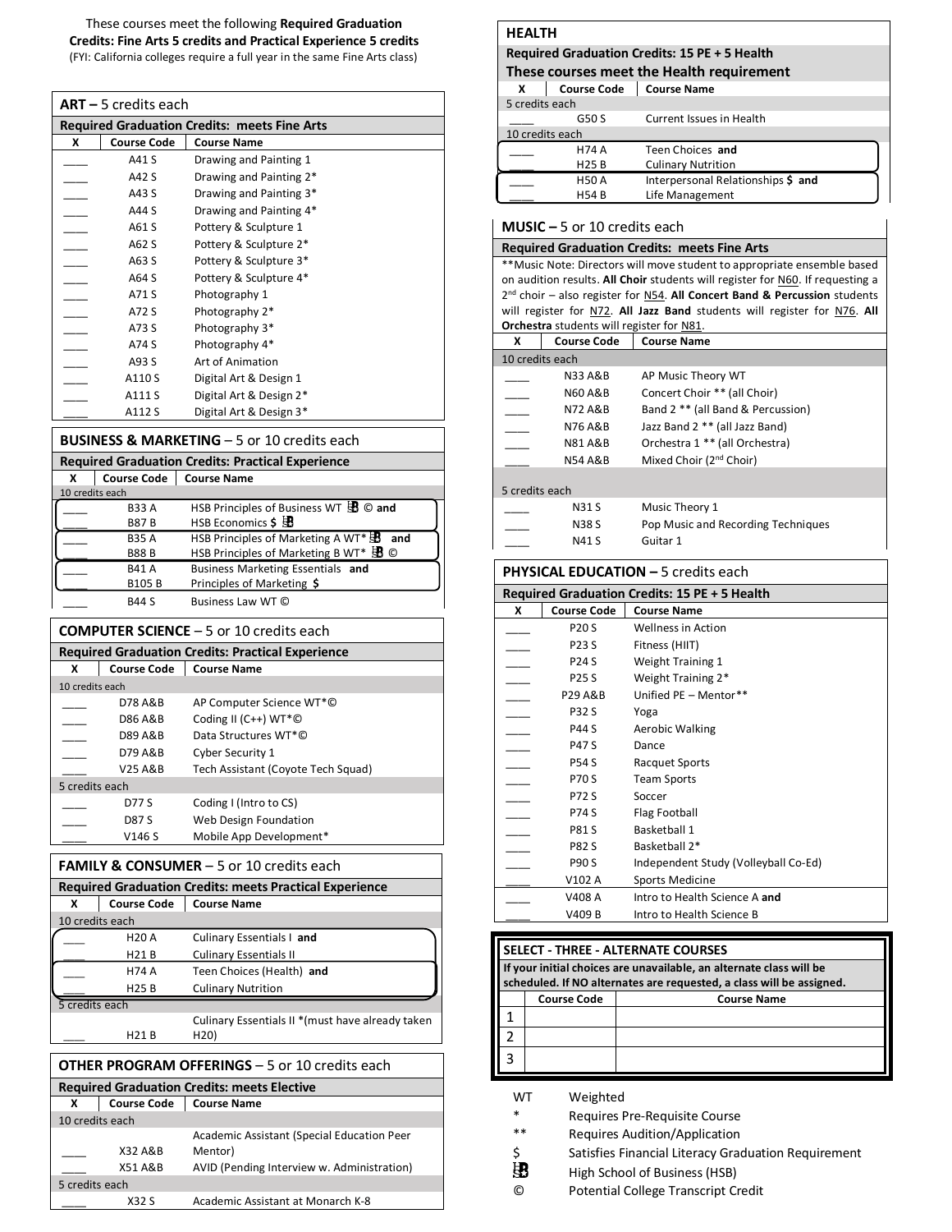These courses meet the following **Required Graduation Credits: Fine Arts 5 credits and Practical Experience 5 credits**
(FYI: California colleges require a full year in the same Fine Arts class)

## ART – 5 credits each

**Required Graduation Credits: meets Fine Arts**

| X | Course Code | Course Name |
|---|---|---|
| ____ | A41 S | Drawing and Painting 1 |
| ____ | A42 S | Drawing and Painting 2* |
| ____ | A43 S | Drawing and Painting 3* |
| ____ | A44 S | Drawing and Painting 4* |
| ____ | A61 S | Pottery & Sculpture 1 |
| ____ | A62 S | Pottery & Sculpture 2* |
| ____ | A63 S | Pottery & Sculpture 3* |
| ____ | A64 S | Pottery & Sculpture 4* |
| ____ | A71 S | Photography 1 |
| ____ | A72 S | Photography 2* |
| ____ | A73 S | Photography 3* |
| ____ | A74 S | Photography 4* |
| ____ | A93 S | Art of Animation |
| ____ | A110 S | Digital Art & Design 1 |
| ____ | A111 S | Digital Art & Design 2* |
| ____ | A112 S | Digital Art & Design 3* |

## BUSINESS & MARKETING – 5 or 10 credits each

**Required Graduation Credits: Practical Experience**

| X | Course Code | Course Name |
|---|---|---|
| 10 credits each | | |
| ____ | B33 A | HSB Principles of Business WT HSB © **and** |
| ____ | B87 B | HSB Economics $ HSB |
| ____ | B35 A | HSB Principles of Marketing A WT* HSB **and** |
| ____ | B88 B | HSB Principles of Marketing B WT* HSB © |
| ____ | B41 A | Business Marketing Essentials **and** |
| ____ | B105 B | Principles of Marketing $ |
| ____ | B44 S | Business Law WT © |

## COMPUTER SCIENCE – 5 or 10 credits each

**Required Graduation Credits: Practical Experience**

| X | Course Code | Course Name |
|---|---|---|
| 10 credits each | | |
| ____ | D78 A&B | AP Computer Science WT*© |
| ____ | D86 A&B | Coding II (C++) WT*© |
| ____ | D89 A&B | Data Structures WT*© |
| ____ | D79 A&B | Cyber Security 1 |
| ____ | V25 A&B | Tech Assistant (Coyote Tech Squad) |
| 5 credits each | | |
| ____ | D77 S | Coding I (Intro to CS) |
| ____ | D87 S | Web Design Foundation |
| ____ | V146 S | Mobile App Development* |

## FAMILY & CONSUMER – 5 or 10 credits each

**Required Graduation Credits: meets Practical Experience**

| X | Course Code | Course Name |
|---|---|---|
| 10 credits each | | |
| ____ | H20 A | Culinary Essentials I **and** |
| ____ | H21 B | Culinary Essentials II |
| ____ | H74 A | Teen Choices (Health) **and** |
| ____ | H25 B | Culinary Nutrition |
| 5 credits each | | |
| ____ | H21 B | Culinary Essentials II *(must have already taken H20) |

## OTHER PROGRAM OFFERINGS – 5 or 10 credits each

**Required Graduation Credits: meets Elective**

| X | Course Code | Course Name |
|---|---|---|
| 10 credits each | | |
| ____ | X32 A&B | Academic Assistant (Special Education Peer Mentor) |
| ____ | X51 A&B | AVID (Pending Interview w. Administration) |
| 5 credits each | | |
| ____ | X32 S | Academic Assistant at Monarch K-8 |

## HEALTH

**Required Graduation Credits: 15 PE + 5 Health**
**These courses meet the Health requirement**

| X | Course Code | Course Name |
|---|---|---|
| 5 credits each | | |
| ____ | G50 S | Current Issues in Health |
| 10 credits each | | |
| ____ | H74 A | Teen Choices **and** |
| ____ | H25 B | Culinary Nutrition |
| ____ | H50 A | Interpersonal Relationships $ **and** |
| ____ | H54 B | Life Management |

## MUSIC – 5 or 10 credits each

**Required Graduation Credits: meets Fine Arts**

**Music Note: Directors will move student to appropriate ensemble based on audition results. **All Choir** students will register for N60. If requesting a 2nd choir – also register for N54. **All Concert Band & Percussion** students will register for N72. **All Jazz Band** students will register for N76. **All Orchestra** students will register for N81.

| X | Course Code | Course Name |
|---|---|---|
| 10 credits each | | |
| ____ | N33 A&B | AP Music Theory WT |
| ____ | N60 A&B | Concert Choir ** (all Choir) |
| ____ | N72 A&B | Band 2 ** (all Band & Percussion) |
| ____ | N76 A&B | Jazz Band 2 ** (all Jazz Band) |
| ____ | N81 A&B | Orchestra 1 ** (all Orchestra) |
| ____ | N54 A&B | Mixed Choir (2nd Choir) |
| 5 credits each | | |
| ____ | N31 S | Music Theory 1 |
| ____ | N38 S | Pop Music and Recording Techniques |
| ____ | N41 S | Guitar 1 |

## PHYSICAL EDUCATION – 5 credits each

**Required Graduation Credits: 15 PE + 5 Health**

| X | Course Code | Course Name |
|---|---|---|
| ____ | P20 S | Wellness in Action |
| ____ | P23 S | Fitness (HIIT) |
| ____ | P24 S | Weight Training 1 |
| ____ | P25 S | Weight Training 2* |
| ____ | P29 A&B | Unified PE – Mentor** |
| ____ | P32 S | Yoga |
| ____ | P44 S | Aerobic Walking |
| ____ | P47 S | Dance |
| ____ | P54 S | Racquet Sports |
| ____ | P70 S | Team Sports |
| ____ | P72 S | Soccer |
| ____ | P74 S | Flag Football |
| ____ | P81 S | Basketball 1 |
| ____ | P82 S | Basketball 2* |
| ____ | P90 S | Independent Study (Volleyball Co-Ed) |
| ____ | V102 A | Sports Medicine |
| ____ | V408 A | Intro to Health Science A **and** |
| ____ | V409 B | Intro to Health Science B |

## SELECT - THREE - ALTERNATE COURSES

**If your initial choices are unavailable, an alternate class will be scheduled. If NO alternates are requested, a class will be assigned.**

| | Course Code | Course Name |
|---|---|---|
| 1 | | |
| 2 | | |
| 3 | | |

| | |
|---|---|
| WT | Weighted |
| * | Requires Pre-Requisite Course |
| ** | Requires Audition/Application |
| $ | Satisfies Financial Literacy Graduation Requirement |
| HSB | High School of Business (HSB) |
| © | Potential College Transcript Credit |